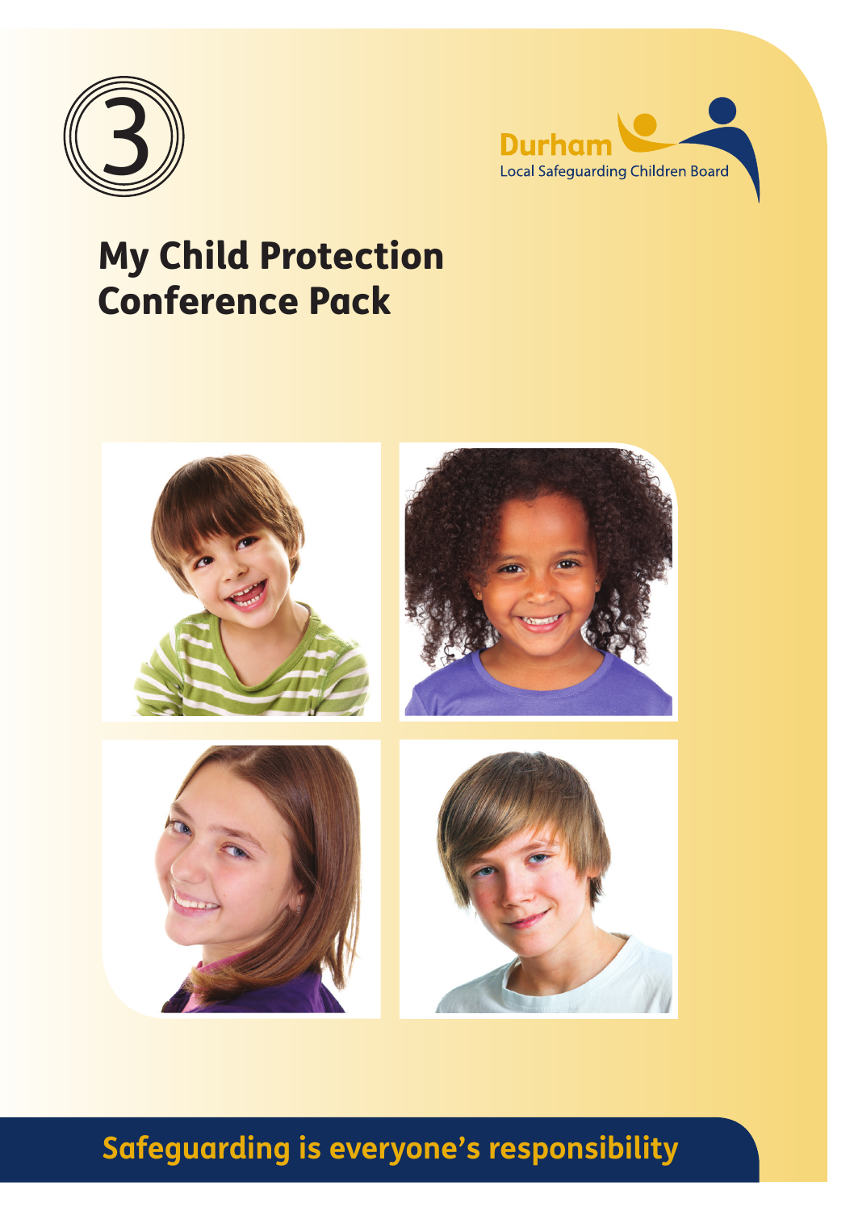3

Durham
Local Safeguarding Children Board

# My Child Protection Conference Pack

**Safeguarding is everyone's responsibility**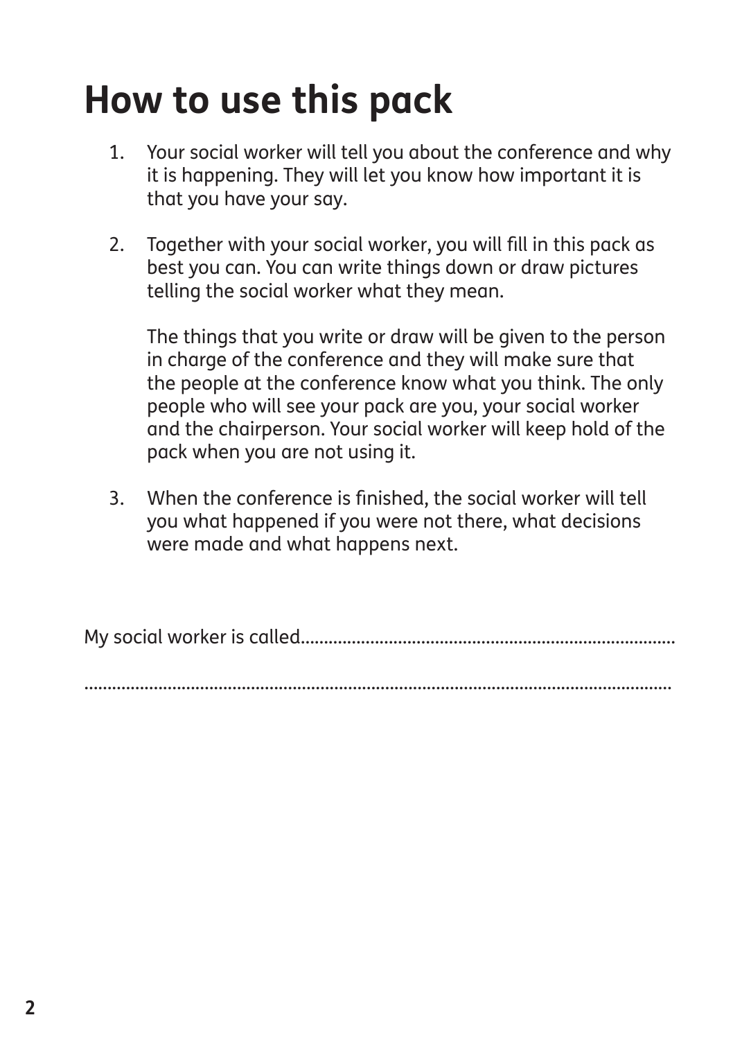# How to use this pack

1. Your social worker will tell you about the conference and why it is happening. They will let you know how important it is that you have your say.

2. Together with your social worker, you will fill in this pack as best you can. You can write things down or draw pictures telling the social worker what they mean.

   The things that you write or draw will be given to the person in charge of the conference and they will make sure that the people at the conference know what you think. The only people who will see your pack are you, your social worker and the chairperson. Your social worker will keep hold of the pack when you are not using it.

3. When the conference is finished, the social worker will tell you what happened if you were not there, what decisions were made and what happens next.

My social worker is called.................................................................................

.....................................................................................................................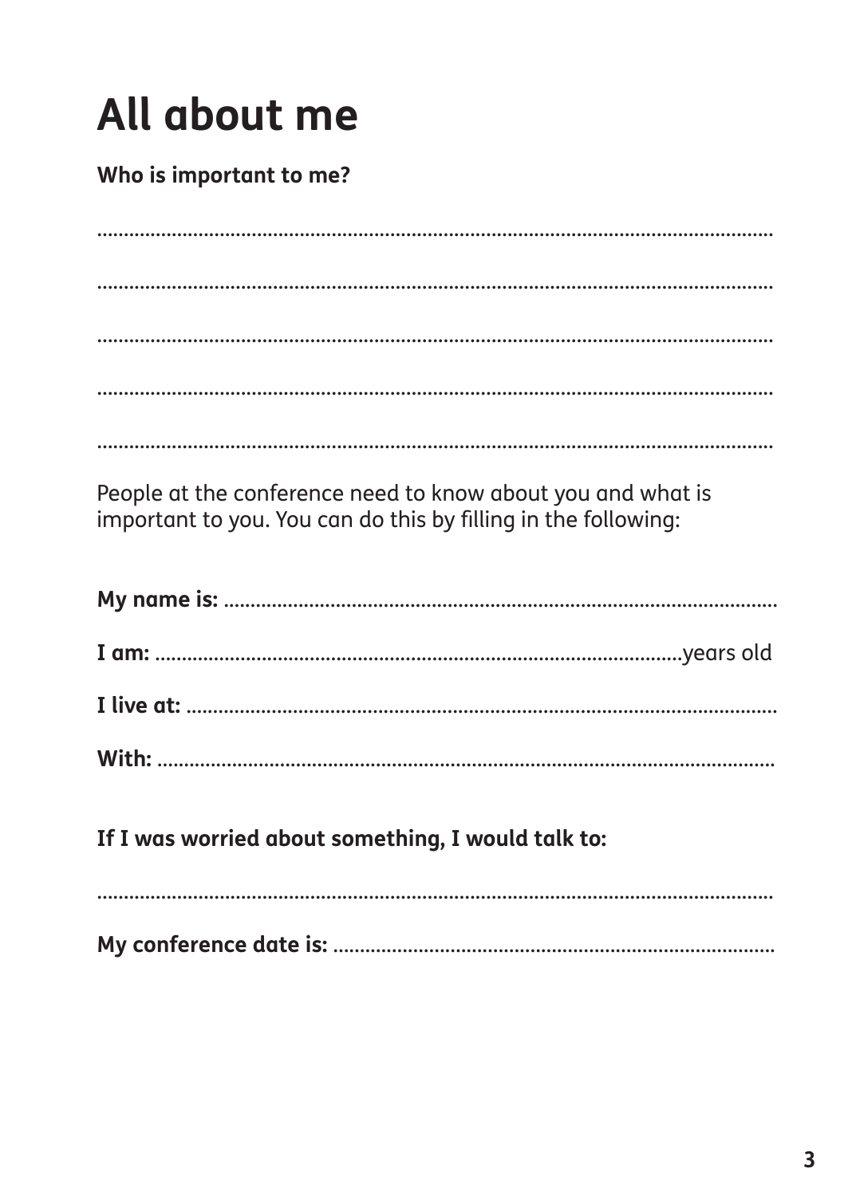# All about me

**Who is important to me?**

..................................................................................................................................

..................................................................................................................................

..................................................................................................................................

..................................................................................................................................

..................................................................................................................................

People at the conference need to know about you and what is important to you. You can do this by filling in the following:

**My name is:** ..........................................................................................................

**I am:** ..................................................................................................years old

**I live at:** ..............................................................................................................

**With:** ....................................................................................................................

**If I was worried about something, I would talk to:**

..................................................................................................................................

**My conference date is:** ..................................................................................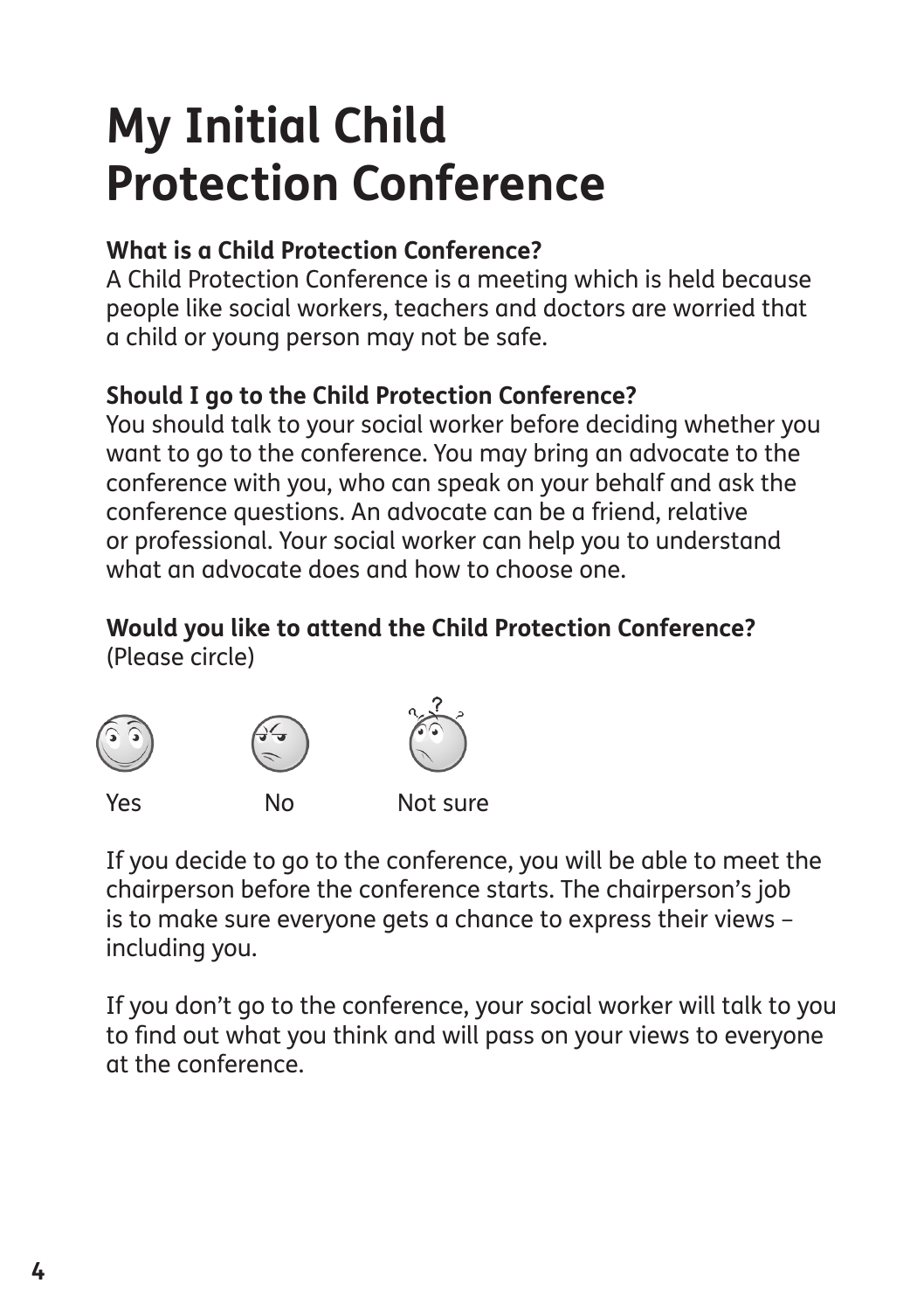# My Initial Child Protection Conference

**What is a Child Protection Conference?**
A Child Protection Conference is a meeting which is held because people like social workers, teachers and doctors are worried that a child or young person may not be safe.

**Should I go to the Child Protection Conference?**
You should talk to your social worker before deciding whether you want to go to the conference. You may bring an advocate to the conference with you, who can speak on your behalf and ask the conference questions. An advocate can be a friend, relative or professional. Your social worker can help you to understand what an advocate does and how to choose one.

**Would you like to attend the Child Protection Conference?**
(Please circle)

Yes No Not sure

If you decide to go to the conference, you will be able to meet the chairperson before the conference starts. The chairperson's job is to make sure everyone gets a chance to express their views – including you.

If you don't go to the conference, your social worker will talk to you to find out what you think and will pass on your views to everyone at the conference.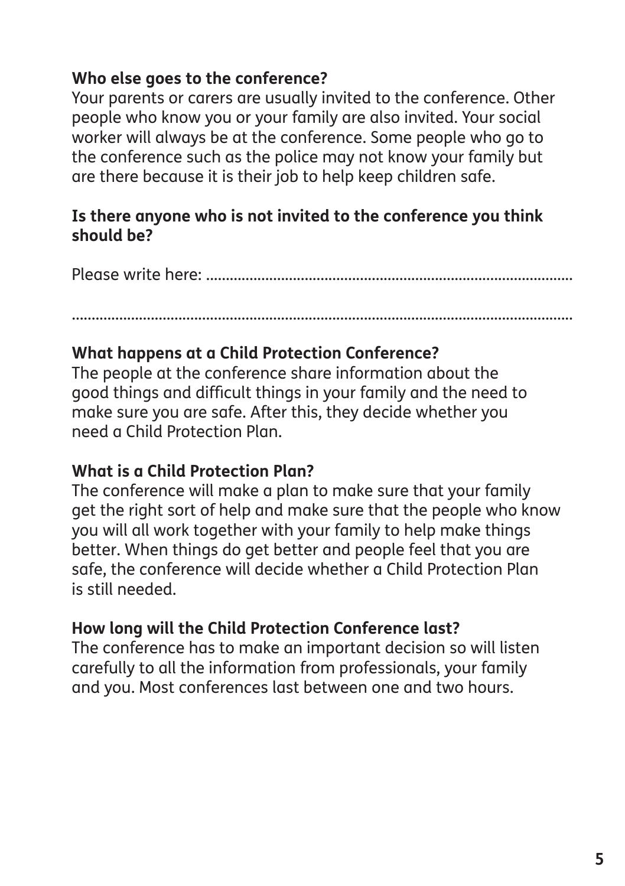**Who else goes to the conference?**

Your parents or carers are usually invited to the conference. Other people who know you or your family are also invited. Your social worker will always be at the conference. Some people who go to the conference such as the police may not know your family but are there because it is their job to help keep children safe.

**Is there anyone who is not invited to the conference you think should be?**

Please write here: ..........................................................................................

..................................................................................................................

**What happens at a Child Protection Conference?**

The people at the conference share information about the good things and difficult things in your family and the need to make sure you are safe. After this, they decide whether you need a Child Protection Plan.

**What is a Child Protection Plan?**

The conference will make a plan to make sure that your family get the right sort of help and make sure that the people who know you will all work together with your family to help make things better. When things do get better and people feel that you are safe, the conference will decide whether a Child Protection Plan is still needed.

**How long will the Child Protection Conference last?**

The conference has to make an important decision so will listen carefully to all the information from professionals, your family and you. Most conferences last between one and two hours.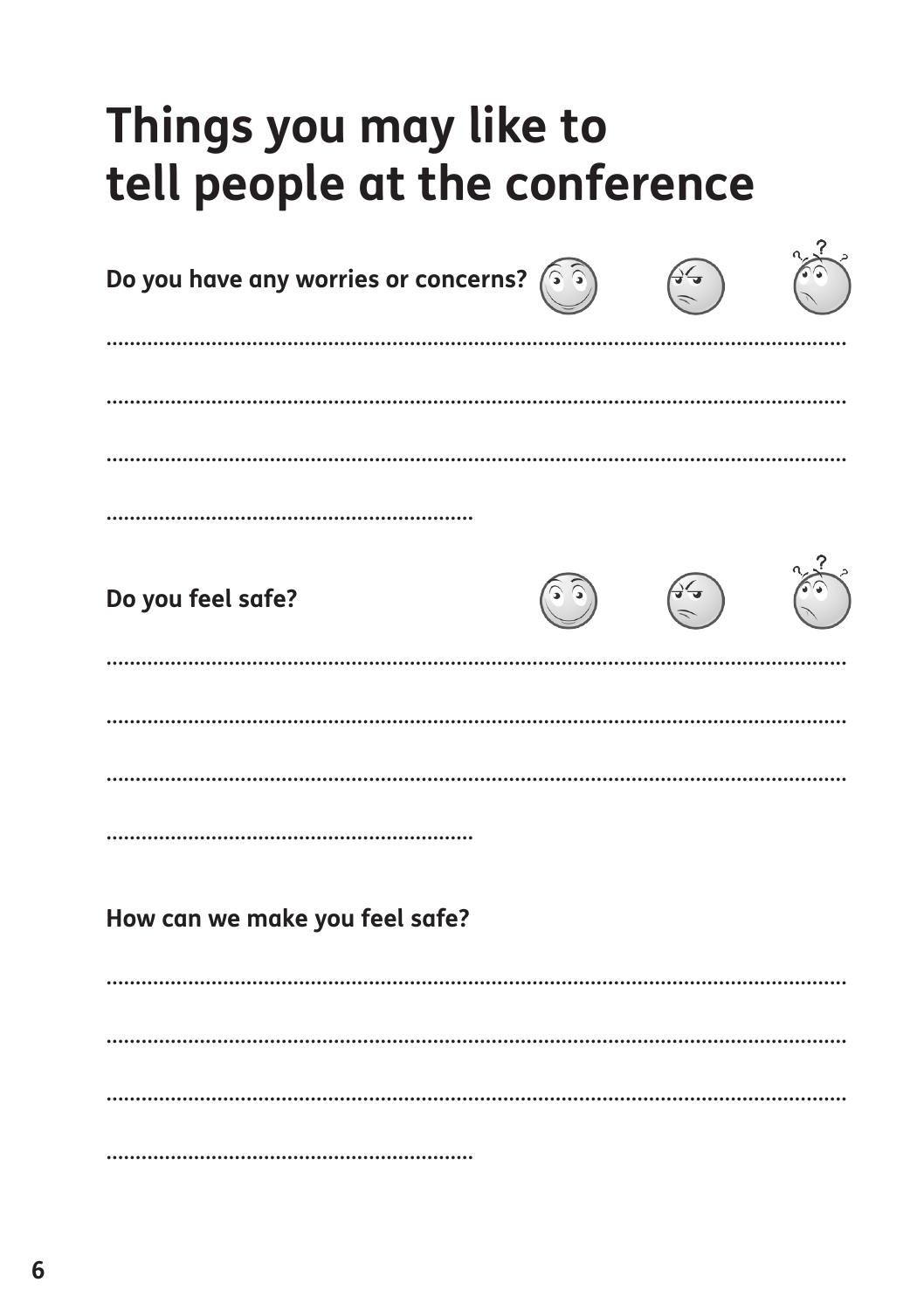# Things you may like to tell people at the conference

**Do you have any worries or concerns?**

..................................................................................................................................

..................................................................................................................................

..................................................................................................................................

................................................................

**Do you feel safe?**

..................................................................................................................................

..................................................................................................................................

..................................................................................................................................

................................................................

**How can we make you feel safe?**

..................................................................................................................................

..................................................................................................................................

..................................................................................................................................

................................................................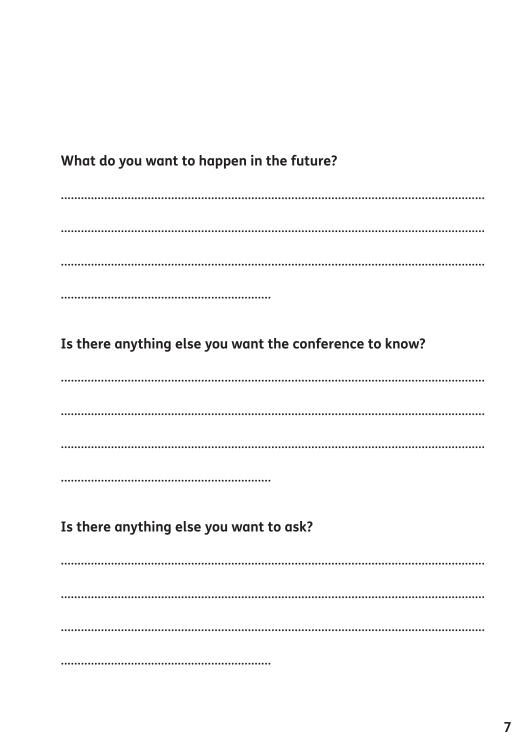**What do you want to happen in the future?**

........................................................................................................................................

........................................................................................................................................

........................................................................................................................................

................................................................

**Is there anything else you want the conference to know?**

........................................................................................................................................

........................................................................................................................................

........................................................................................................................................

................................................................

**Is there anything else you want to ask?**

........................................................................................................................................

........................................................................................................................................

........................................................................................................................................

................................................................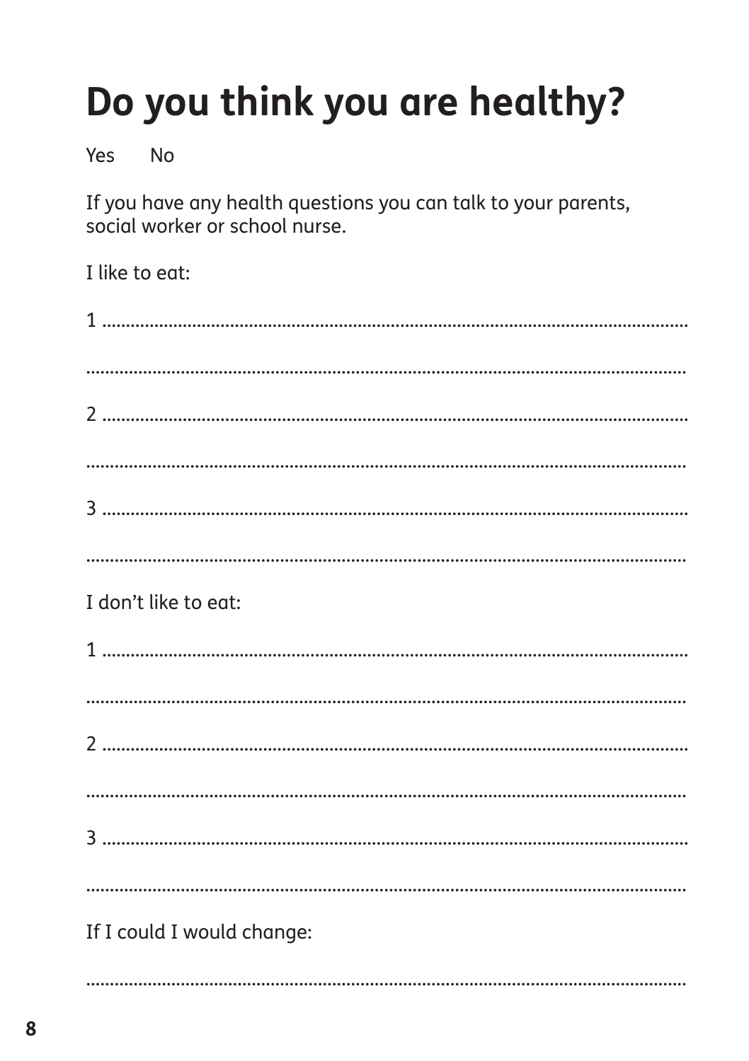# Do you think you are healthy?

Yes No

If you have any health questions you can talk to your parents, social worker or school nurse.

I like to eat:

1 ..........................................................................................................

..........................................................................................................

2 ..........................................................................................................

..........................................................................................................

3 ..........................................................................................................

..........................................................................................................

I don't like to eat:

1 ..........................................................................................................

..........................................................................................................

2 ..........................................................................................................

..........................................................................................................

3 ..........................................................................................................

..........................................................................................................

If I could I would change:

..........................................................................................................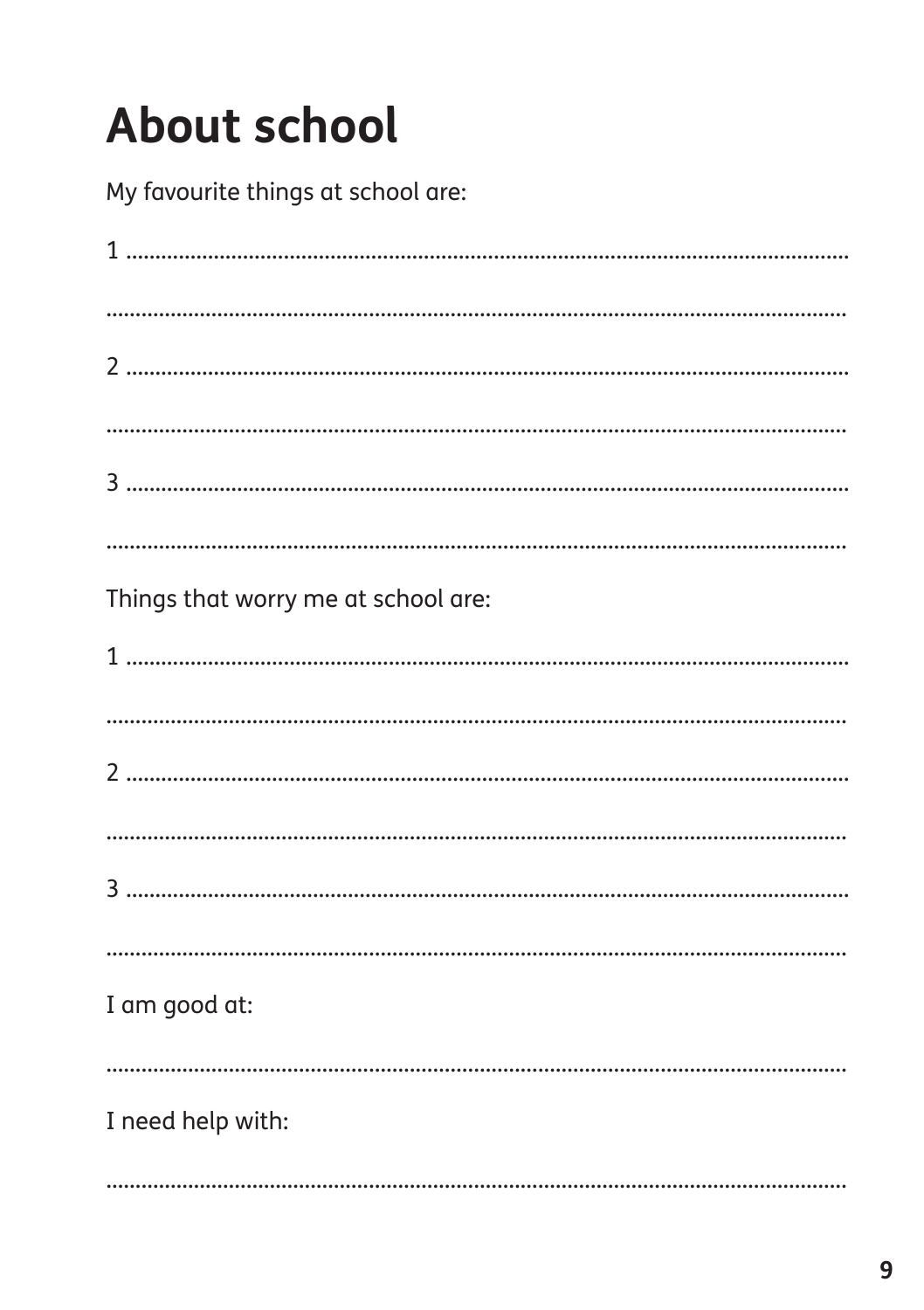# About school

My favourite things at school are:

1 ..............................................................................................................

..............................................................................................................

2 ..............................................................................................................

..............................................................................................................

3 ..............................................................................................................

..............................................................................................................

Things that worry me at school are:

1 ..............................................................................................................

..............................................................................................................

2 ..............................................................................................................

..............................................................................................................

3 ..............................................................................................................

..............................................................................................................

I am good at:

..............................................................................................................

I need help with:

..............................................................................................................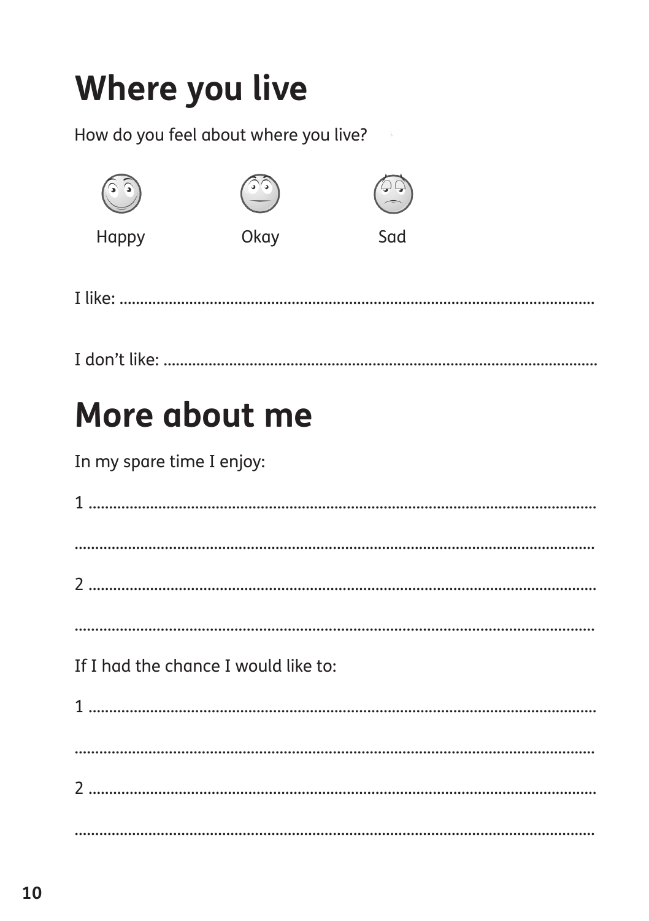# Where you live

How do you feel about where you live?

Happy Okay Sad

I like: ...................................................................................................

I don't like: ...................................................................................................

# More about me

In my spare time I enjoy:

1 ...................................................................................................

...................................................................................................

2 ...................................................................................................

...................................................................................................

If I had the chance I would like to:

1 ...................................................................................................

...................................................................................................

2 ...................................................................................................

...................................................................................................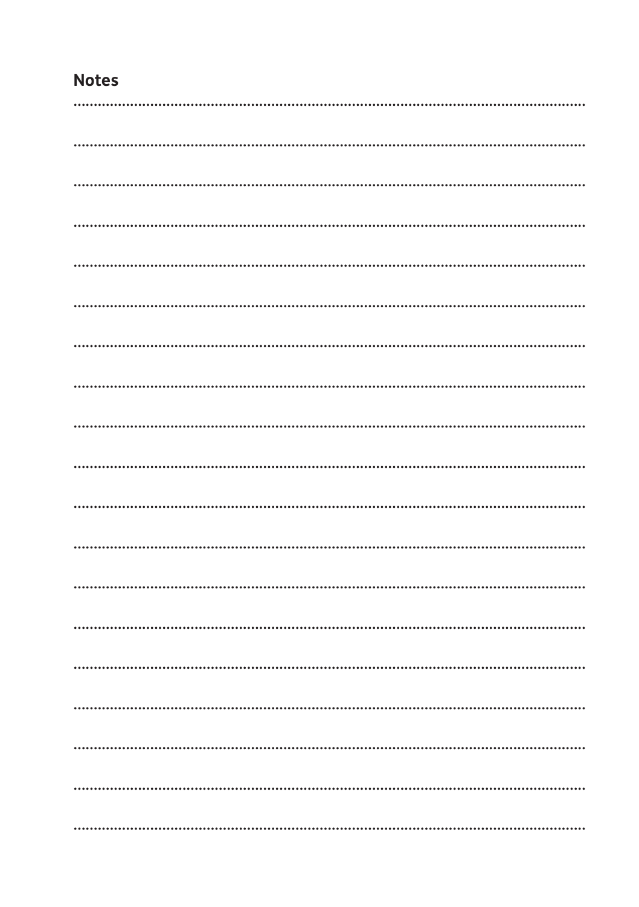## Notes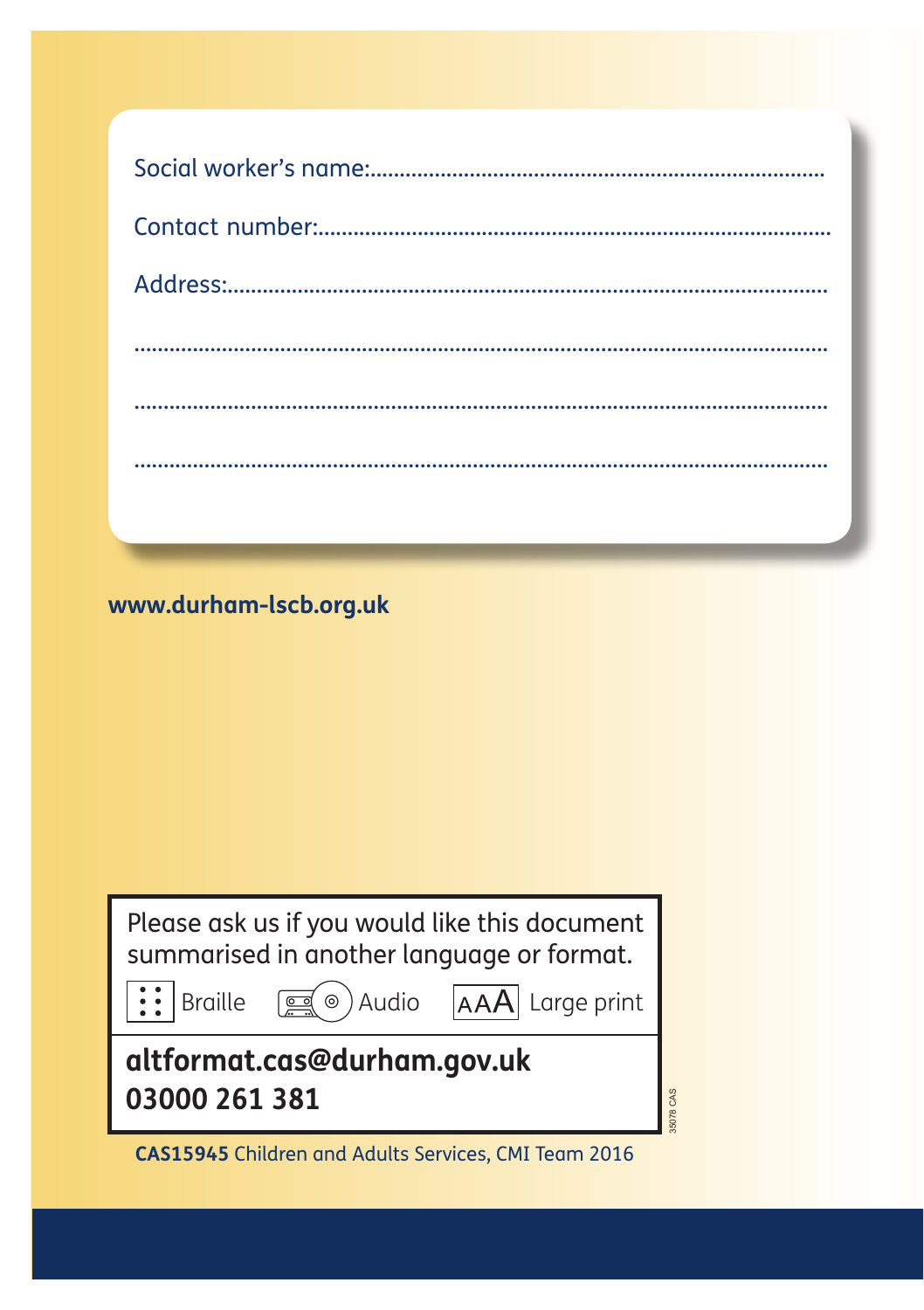Social worker's name:............................................................................

Contact number:....................................................................................

Address:................................................................................................

...............................................................................................................

...............................................................................................................

...............................................................................................................

**www.durham-lscb.org.uk**

Please ask us if you would like this document summarised in another language or format.

Braille | Audio | Large print

**altformat.cas@durham.gov.uk**
**03000 261 381**

35078 CAS

**CAS15945** Children and Adults Services, CMI Team 2016